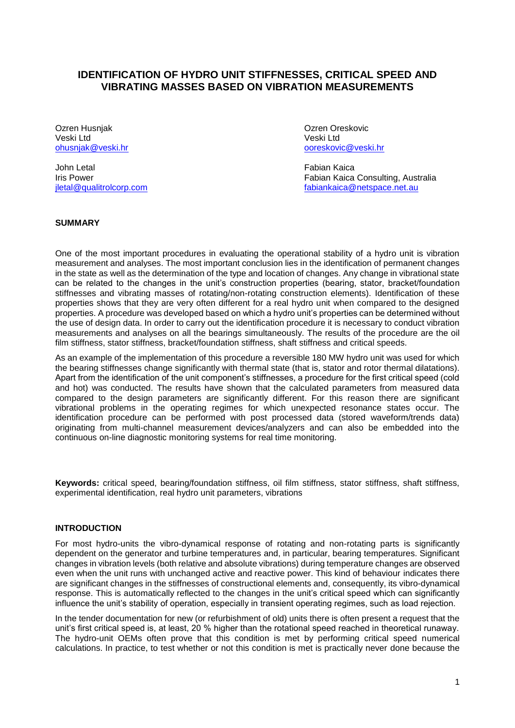# IDENTIFICATION OF HYDRO UNIT STIFFNESSES, CRITICAL SPEED AND VIBRATING MASSES BASED ON VIBRATION MEASUREMENTS

Ozren Husnjak
Veski Ltd
ohusnjak@veski.hr

Ozren Oreskovic
Veski Ltd
ooreskovic@veski.hr

John Letal
Iris Power
jletal@qualitrolcorp.com

Fabian Kaica
Fabian Kaica Consulting, Australia
fabiankaica@netspace.net.au

## SUMMARY

One of the most important procedures in evaluating the operational stability of a hydro unit is vibration measurement and analyses. The most important conclusion lies in the identification of permanent changes in the state as well as the determination of the type and location of changes. Any change in vibrational state can be related to the changes in the unit's construction properties (bearing, stator, bracket/foundation stiffnesses and vibrating masses of rotating/non-rotating construction elements). Identification of these properties shows that they are very often different for a real hydro unit when compared to the designed properties. A procedure was developed based on which a hydro unit's properties can be determined without the use of design data. In order to carry out the identification procedure it is necessary to conduct vibration measurements and analyses on all the bearings simultaneously. The results of the procedure are the oil film stiffness, stator stiffness, bracket/foundation stiffness, shaft stiffness and critical speeds.

As an example of the implementation of this procedure a reversible 180 MW hydro unit was used for which the bearing stiffnesses change significantly with thermal state (that is, stator and rotor thermal dilatations). Apart from the identification of the unit component's stiffnesses, a procedure for the first critical speed (cold and hot) was conducted. The results have shown that the calculated parameters from measured data compared to the design parameters are significantly different. For this reason there are significant vibrational problems in the operating regimes for which unexpected resonance states occur. The identification procedure can be performed with post processed data (stored waveform/trends data) originating from multi-channel measurement devices/analyzers and can also be embedded into the continuous on-line diagnostic monitoring systems for real time monitoring.

**Keywords:** critical speed, bearing/foundation stiffness, oil film stiffness, stator stiffness, shaft stiffness, experimental identification, real hydro unit parameters, vibrations

## INTRODUCTION

For most hydro-units the vibro-dynamical response of rotating and non-rotating parts is significantly dependent on the generator and turbine temperatures and, in particular, bearing temperatures. Significant changes in vibration levels (both relative and absolute vibrations) during temperature changes are observed even when the unit runs with unchanged active and reactive power. This kind of behaviour indicates there are significant changes in the stiffnesses of constructional elements and, consequently, its vibro-dynamical response. This is automatically reflected to the changes in the unit's critical speed which can significantly influence the unit's stability of operation, especially in transient operating regimes, such as load rejection.

In the tender documentation for new (or refurbishment of old) units there is often present a request that the unit's first critical speed is, at least, 20 % higher than the rotational speed reached in theoretical runaway. The hydro-unit OEMs often prove that this condition is met by performing critical speed numerical calculations. In practice, to test whether or not this condition is met is practically never done because the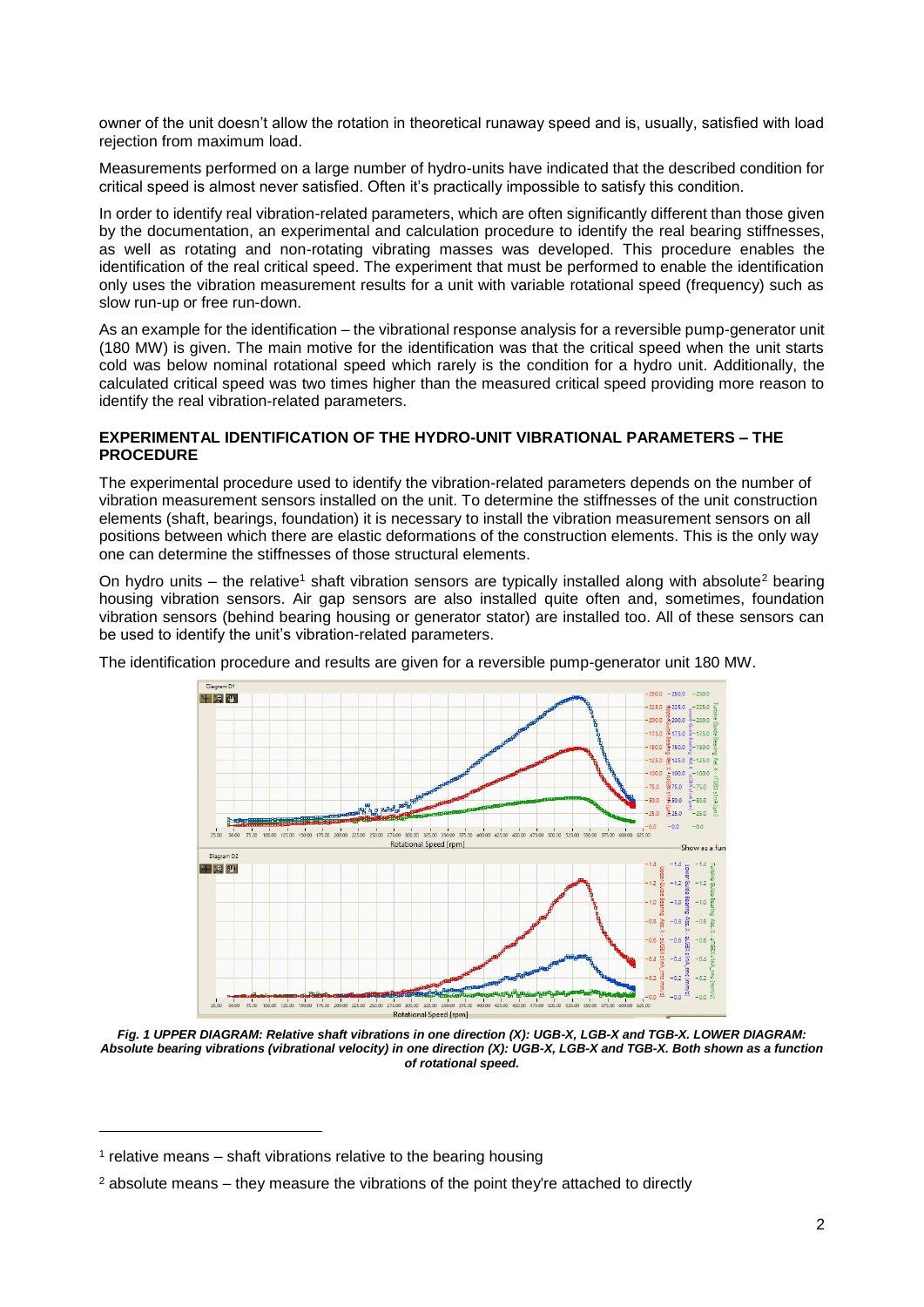owner of the unit doesn't allow the rotation in theoretical runaway speed and is, usually, satisfied with load rejection from maximum load.

Measurements performed on a large number of hydro-units have indicated that the described condition for critical speed is almost never satisfied. Often it's practically impossible to satisfy this condition.

In order to identify real vibration-related parameters, which are often significantly different than those given by the documentation, an experimental and calculation procedure to identify the real bearing stiffnesses, as well as rotating and non-rotating vibrating masses was developed. This procedure enables the identification of the real critical speed. The experiment that must be performed to enable the identification only uses the vibration measurement results for a unit with variable rotational speed (frequency) such as slow run-up or free run-down.

As an example for the identification – the vibrational response analysis for a reversible pump-generator unit (180 MW) is given. The main motive for the identification was that the critical speed when the unit starts cold was below nominal rotational speed which rarely is the condition for a hydro unit. Additionally, the calculated critical speed was two times higher than the measured critical speed providing more reason to identify the real vibration-related parameters.

## EXPERIMENTAL IDENTIFICATION OF THE HYDRO-UNIT VIBRATIONAL PARAMETERS – THE PROCEDURE

The experimental procedure used to identify the vibration-related parameters depends on the number of vibration measurement sensors installed on the unit. To determine the stiffnesses of the unit construction elements (shaft, bearings, foundation) it is necessary to install the vibration measurement sensors on all positions between which there are elastic deformations of the construction elements. This is the only way one can determine the stiffnesses of those structural elements.

On hydro units – the relative[1] shaft vibration sensors are typically installed along with absolute[2] bearing housing vibration sensors. Air gap sensors are also installed quite often and, sometimes, foundation vibration sensors (behind bearing housing or generator stator) are installed too. All of these sensors can be used to identify the unit's vibration-related parameters.

The identification procedure and results are given for a reversible pump-generator unit 180 MW.

***Fig. 1 UPPER DIAGRAM: Relative shaft vibrations in one direction (X): UGB-X, LGB-X and TGB-X. LOWER DIAGRAM: Absolute bearing vibrations (vibrational velocity) in one direction (X): UGB-X, LGB-X and TGB-X. Both shown as a function of rotational speed.***

---

[1] relative means – shaft vibrations relative to the bearing housing

[2] absolute means – they measure the vibrations of the point they're attached to directly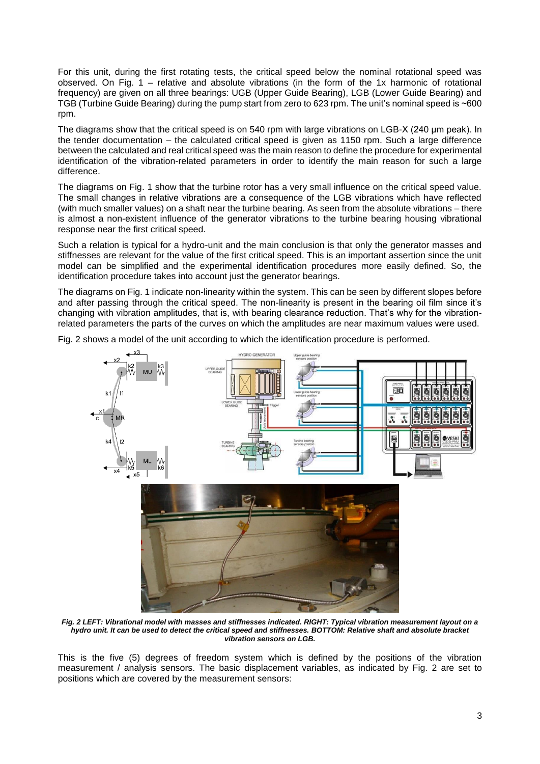For this unit, during the first rotating tests, the critical speed below the nominal rotational speed was observed. On Fig. 1 – relative and absolute vibrations (in the form of the 1x harmonic of rotational frequency) are given on all three bearings: UGB (Upper Guide Bearing), LGB (Lower Guide Bearing) and TGB (Turbine Guide Bearing) during the pump start from zero to 623 rpm. The unit's nominal speed is ~600 rpm.

The diagrams show that the critical speed is on 540 rpm with large vibrations on LGB-X (240 μm peak). In the tender documentation – the calculated critical speed is given as 1150 rpm. Such a large difference between the calculated and real critical speed was the main reason to define the procedure for experimental identification of the vibration-related parameters in order to identify the main reason for such a large difference.

The diagrams on Fig. 1 show that the turbine rotor has a very small influence on the critical speed value. The small changes in relative vibrations are a consequence of the LGB vibrations which have reflected (with much smaller values) on a shaft near the turbine bearing. As seen from the absolute vibrations – there is almost a non-existent influence of the generator vibrations to the turbine bearing housing vibrational response near the first critical speed.

Such a relation is typical for a hydro-unit and the main conclusion is that only the generator masses and stiffnesses are relevant for the value of the first critical speed. This is an important assertion since the unit model can be simplified and the experimental identification procedures more easily defined. So, the identification procedure takes into account just the generator bearings.

The diagrams on Fig. 1 indicate non-linearity within the system. This can be seen by different slopes before and after passing through the critical speed. The non-linearity is present in the bearing oil film since it's changing with vibration amplitudes, that is, with bearing clearance reduction. That's why for the vibration-related parameters the parts of the curves on which the amplitudes are near maximum values were used.

Fig. 2 shows a model of the unit according to which the identification procedure is performed.

***Fig. 2 LEFT: Vibrational model with masses and stiffnesses indicated. RIGHT: Typical vibration measurement layout on a hydro unit. It can be used to detect the critical speed and stiffnesses. BOTTOM: Relative shaft and absolute bracket vibration sensors on LGB.***

This is the five (5) degrees of freedom system which is defined by the positions of the vibration measurement / analysis sensors. The basic displacement variables, as indicated by Fig. 2 are set to positions which are covered by the measurement sensors: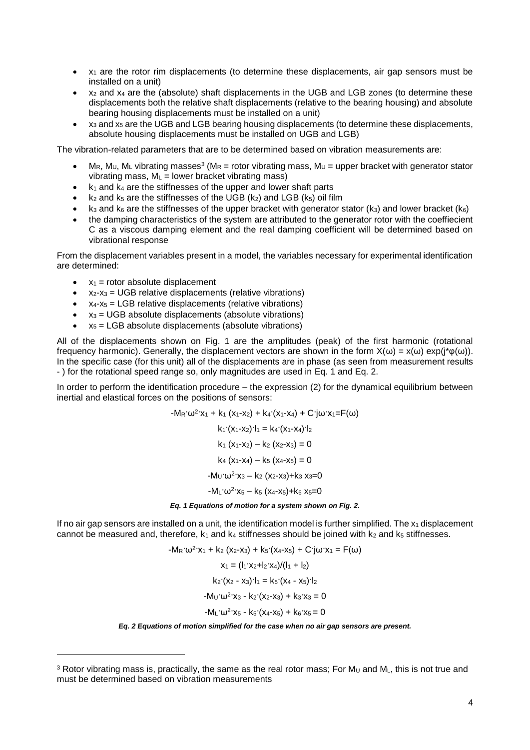- $x_1$ are the rotor rim displacements (to determine these displacements, air gap sensors must be installed on a unit)
- $x_2$ and $x_4$ are the (absolute) shaft displacements in the UGB and LGB zones (to determine these displacements both the relative shaft displacements (relative to the bearing housing) and absolute bearing housing displacements must be installed on a unit)
- $x_3$ and $x_5$ are the UGB and LGB bearing housing displacements (to determine these displacements, absolute housing displacements must be installed on UGB and LGB)

The vibration-related parameters that are to be determined based on vibration measurements are:

- $M_R$, $M_U$, $M_L$ vibrating masses[3] ($M_R$ = rotor vibrating mass, $M_U$ = upper bracket with generator stator vibrating mass, $M_L$ = lower bracket vibrating mass)
- $k_1$ and $k_4$ are the stiffnesses of the upper and lower shaft parts
- $k_2$ and $k_5$ are the stiffnesses of the UGB ($k_2$) and LGB ($k_5$) oil film
- $k_3$ and $k_6$ are the stiffnesses of the upper bracket with generator stator ($k_3$) and lower bracket ($k_6$)
- the damping characteristics of the system are attributed to the generator rotor with the coeffiecient C as a viscous damping element and the real damping coefficient will be determined based on vibrational response

From the displacement variables present in a model, the variables necessary for experimental identification are determined:

- $x_1$ = rotor absolute displacement
- $x_2$-$x_3$ = UGB relative displacements (relative vibrations)
- $x_4$-$x_5$ = LGB relative displacements (relative vibrations)
- $x_3$ = UGB absolute displacements (absolute vibrations)
- $x_5$ = LGB absolute displacements (absolute vibrations)

All of the displacements shown on Fig. 1 are the amplitudes (peak) of the first harmonic (rotational frequency harmonic). Generally, the displacement vectors are shown in the form $X(\omega) = x(\omega)\exp(j{*}\varphi(\omega))$. In the specific case (for this unit) all of the displacements are in phase (as seen from measurement results - ) for the rotational speed range so, only magnitudes are used in Eq. 1 and Eq. 2.

In order to perform the identification procedure – the expression (2) for the dynamical equilibrium between inertial and elastical forces on the positions of sensors:

$$-M_R \cdot \omega^2 \cdot x_1 + k_1\,(x_1-x_2) + k_4 \cdot (x_1-x_4) + C \cdot j\omega \cdot x_1 = F(\omega)$$

$$k_1 \cdot (x_1-x_2) \cdot l_1 = k_4 \cdot (x_1-x_4) \cdot l_2$$

$$k_1\,(x_1-x_2) - k_2\,(x_2-x_3) = 0$$

$$k_4\,(x_1-x_4) - k_5\,(x_4-x_5) = 0$$

$$-M_U \cdot \omega^2 \cdot x_3 - k_2\,(x_2-x_3) + k_3\,x_3 = 0$$

$$-M_L \cdot \omega^2 \cdot x_5 - k_5\,(x_4-x_5) + k_6\,x_5 = 0$$

***Eq. 1 Equations of motion for a system shown on Fig. 2.***

If no air gap sensors are installed on a unit, the identification model is further simplified. The $x_1$ displacement cannot be measured and, therefore, $k_1$ and $k_4$ stiffnesses should be joined with $k_2$ and $k_5$ stiffnesses.

$$-M_R \cdot \omega^2 \cdot x_1 + k_2\,(x_2-x_3) + k_5 \cdot (x_4-x_5) + C \cdot j\omega \cdot x_1 = F(\omega)$$

$$x_1 = (l_1 \cdot x_2 + l_2 \cdot x_4)/(l_1 + l_2)$$

$$k_2 \cdot (x_2 - x_3) \cdot l_1 = k_5 \cdot (x_4 - x_5) \cdot l_2$$

$$-M_U \cdot \omega^2 \cdot x_3 - k_2 \cdot (x_2-x_3) + k_3 \cdot x_3 = 0$$

$$-M_L \cdot \omega^2 \cdot x_5 - k_5 \cdot (x_4-x_5) + k_6 \cdot x_5 = 0$$

***Eq. 2 Equations of motion simplified for the case when no air gap sensors are present.***

---

[3] Rotor vibrating mass is, practically, the same as the real rotor mass; For $M_U$ and $M_L$, this is not true and must be determined based on vibration measurements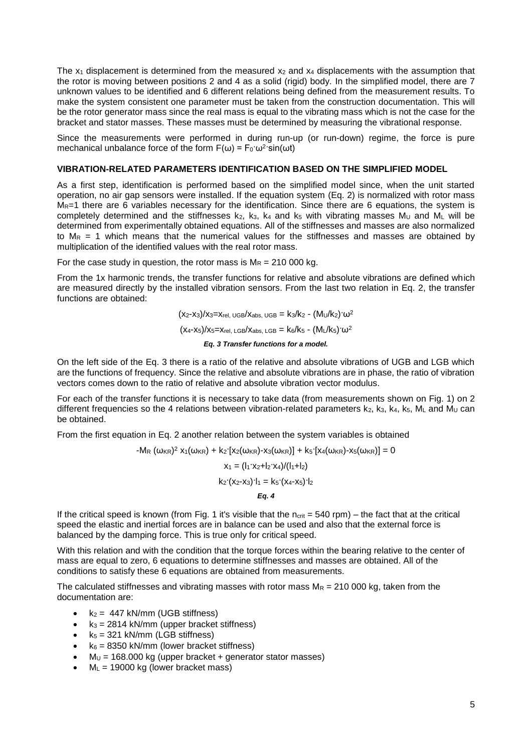The $x_1$ displacement is determined from the measured $x_2$ and $x_4$ displacements with the assumption that the rotor is moving between positions 2 and 4 as a solid (rigid) body. In the simplified model, there are 7 unknown values to be identified and 6 different relations being defined from the measurement results. To make the system consistent one parameter must be taken from the construction documentation. This will be the rotor generator mass since the real mass is equal to the vibrating mass which is not the case for the bracket and stator masses. These masses must be determined by measuring the vibrational response.

Since the measurements were performed in during run-up (or run-down) regime, the force is pure mechanical unbalance force of the form $F(\omega) = F_0 \cdot \omega^2 \cdot \sin(\omega t)$

## VIBRATION-RELATED PARAMETERS IDENTIFICATION BASED ON THE SIMPLIFIED MODEL

As a first step, identification is performed based on the simplified model since, when the unit started operation, no air gap sensors were installed. If the equation system (Eq. 2) is normalized with rotor mass $M_R=1$ there are 6 variables necessary for the identification. Since there are 6 equations, the system is completely determined and the stiffnesses $k_2$, $k_3$, $k_4$ and $k_5$ with vibrating masses $M_U$ and $M_L$ will be determined from experimentally obtained equations. All of the stiffnesses and masses are also normalized to $M_R = 1$ which means that the numerical values for the stiffnesses and masses are obtained by multiplication of the identified values with the real rotor mass.

For the case study in question, the rotor mass is $M_R = 210\ 000$ kg.

From the 1x harmonic trends, the transfer functions for relative and absolute vibrations are defined which are measured directly by the installed vibration sensors. From the last two relation in Eq. 2, the transfer functions are obtained:

$$(x_2-x_3)/x_3 = x_{rel,\,UGB}/x_{abs,\,UGB} = k_3/k_2 - (M_U/k_2)\cdot\omega^2$$

$$(x_4-x_5)/x_5 = x_{rel,\,LGB}/x_{abs,\,LGB} = k_6/k_5 - (M_L/k_5)\cdot\omega^2$$

***Eq. 3 Transfer functions for a model.***

On the left side of the Eq. 3 there is a ratio of the relative and absolute vibrations of UGB and LGB which are the functions of frequency. Since the relative and absolute vibrations are in phase, the ratio of vibration vectors comes down to the ratio of relative and absolute vibration vector modulus.

For each of the transfer functions it is necessary to take data (from measurements shown on Fig. 1) on 2 different frequencies so the 4 relations between vibration-related parameters $k_2$, $k_3$, $k_4$, $k_5$, $M_L$ and $M_U$ can be obtained.

From the first equation in Eq. 2 another relation between the system variables is obtained

$$-M_R\,(\omega_{KR})^2\,x_1(\omega_{KR}) + k_2\cdot[x_2(\omega_{KR})-x_3(\omega_{KR})] + k_5\cdot[x_4(\omega_{KR})-x_5(\omega_{KR})] = 0$$

$$x_1 = (l_1\cdot x_2 + l_2\cdot x_4)/(l_1+l_2)$$

$$k_2\cdot(x_2-x_3)\cdot l_1 = k_5\cdot(x_4-x_5)\cdot l_2$$

***Eq. 4***

If the critical speed is known (from Fig. 1 it's visible that the $n_{crit} = 540$ rpm) – the fact that at the critical speed the elastic and inertial forces are in balance can be used and also that the external force is balanced by the damping force. This is true only for critical speed.

With this relation and with the condition that the torque forces within the bearing relative to the center of mass are equal to zero, 6 equations to determine stiffnesses and masses are obtained. All of the conditions to satisfy these 6 equations are obtained from measurements.

The calculated stiffnesses and vibrating masses with rotor mass $M_R = 210\ 000$ kg, taken from the documentation are:

- $k_2 = 447$ kN/mm (UGB stiffness)
- $k_3 = 2814$ kN/mm (upper bracket stiffness)
- $k_5 = 321$ kN/mm (LGB stiffness)
- $k_6 = 8350$ kN/mm (lower bracket stiffness)
- $M_U = 168.000$ kg (upper bracket + generator stator masses)
- $M_L = 19000$ kg (lower bracket mass)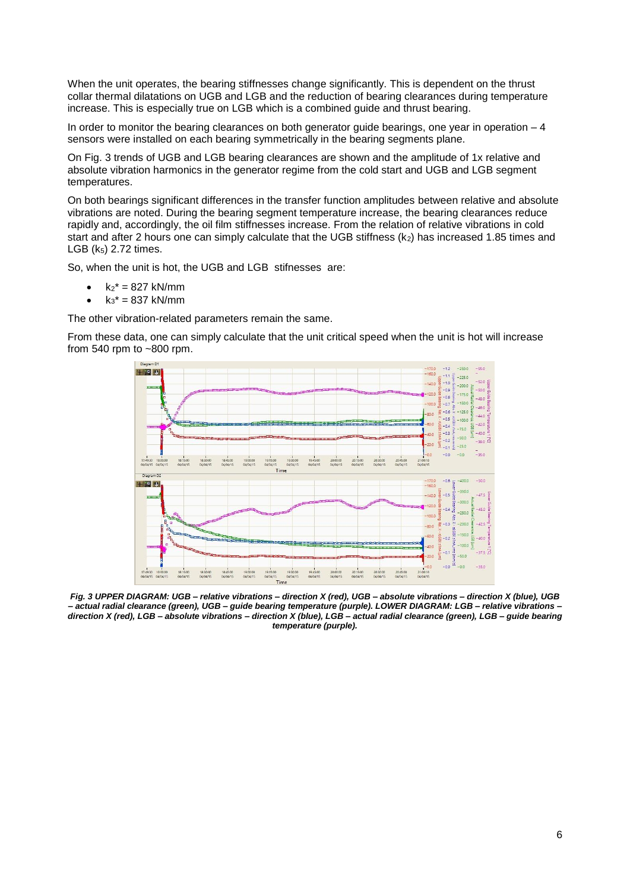When the unit operates, the bearing stiffnesses change significantly. This is dependent on the thrust collar thermal dilatations on UGB and LGB and the reduction of bearing clearances during temperature increase. This is especially true on LGB which is a combined guide and thrust bearing.

In order to monitor the bearing clearances on both generator guide bearings, one year in operation – 4 sensors were installed on each bearing symmetrically in the bearing segments plane.

On Fig. 3 trends of UGB and LGB bearing clearances are shown and the amplitude of 1x relative and absolute vibration harmonics in the generator regime from the cold start and UGB and LGB segment temperatures.

On both bearings significant differences in the transfer function amplitudes between relative and absolute vibrations are noted. During the bearing segment temperature increase, the bearing clearances reduce rapidly and, accordingly, the oil film stiffnesses increase. From the relation of relative vibrations in cold start and after 2 hours one can simply calculate that the UGB stiffness ($k_2$) has increased 1.85 times and LGB ($k_5$) 2.72 times.

So, when the unit is hot, the UGB and LGB stifnesses are:

- $k_2^*$ = 827 kN/mm
- $k_3^*$ = 837 kN/mm

The other vibration-related parameters remain the same.

From these data, one can simply calculate that the unit critical speed when the unit is hot will increase from 540 rpm to ~800 rpm.

***Fig. 3 UPPER DIAGRAM: UGB – relative vibrations – direction X (red), UGB – absolute vibrations – direction X (blue), UGB – actual radial clearance (green), UGB – guide bearing temperature (purple). LOWER DIAGRAM: LGB – relative vibrations – direction X (red), LGB – absolute vibrations – direction X (blue), LGB – actual radial clearance (green), LGB – guide bearing temperature (purple).***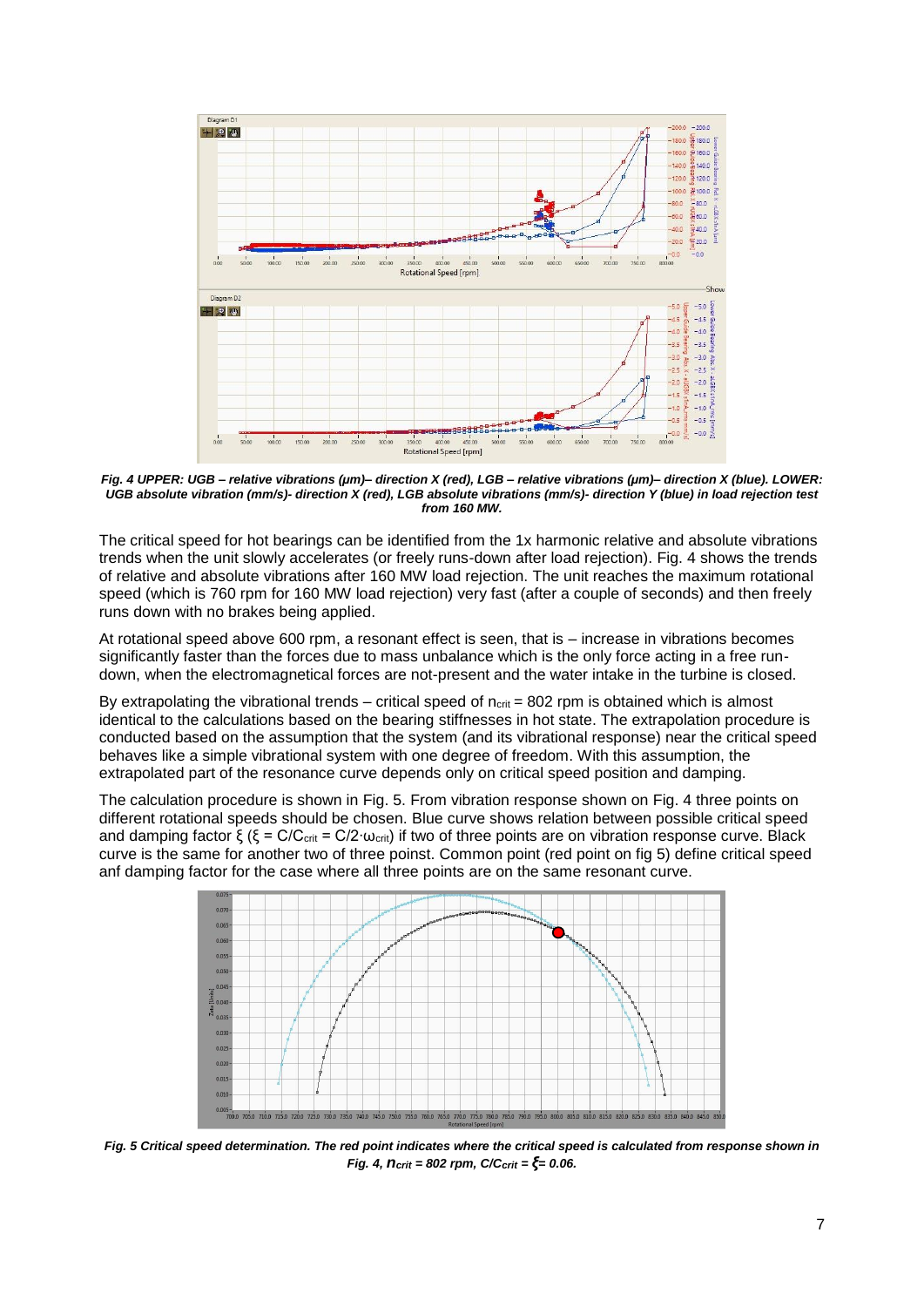*Fig. 4 UPPER: UGB – relative vibrations (μm)– direction X (red), LGB – relative vibrations (μm)– direction X (blue). LOWER: UGB absolute vibration (mm/s)- direction X (red), LGB absolute vibrations (mm/s)- direction Y (blue) in load rejection test from 160 MW.*

The critical speed for hot bearings can be identified from the 1x harmonic relative and absolute vibrations trends when the unit slowly accelerates (or freely runs-down after load rejection). Fig. 4 shows the trends of relative and absolute vibrations after 160 MW load rejection. The unit reaches the maximum rotational speed (which is 760 rpm for 160 MW load rejection) very fast (after a couple of seconds) and then freely runs down with no brakes being applied.

At rotational speed above 600 rpm, a resonant effect is seen, that is – increase in vibrations becomes significantly faster than the forces due to mass unbalance which is the only force acting in a free run-down, when the electromagnetical forces are not-present and the water intake in the turbine is closed.

By extrapolating the vibrational trends – critical speed of $n_{crit}$ = 802 rpm is obtained which is almost identical to the calculations based on the bearing stiffnesses in hot state. The extrapolation procedure is conducted based on the assumption that the system (and its vibrational response) near the critical speed behaves like a simple vibrational system with one degree of freedom. With this assumption, the extrapolated part of the resonance curve depends only on critical speed position and damping.

The calculation procedure is shown in Fig. 5. From vibration response shown on Fig. 4 three points on different rotational speeds should be chosen. Blue curve shows relation between possible critical speed and damping factor ξ ($\xi = C/C_{crit} = C/2 \cdot \omega_{crit}$) if two of three points are on vibration response curve. Black curve is the same for another two of three poinst. Common point (red point on fig 5) define critical speed anf damping factor for the case where all three points are on the same resonant curve.

*Fig. 5 Critical speed determination. The red point indicates where the critical speed is calculated from response shown in Fig. 4, $n_{crit}$ = 802 rpm, $C/C_{crit} = \xi = 0.06$.*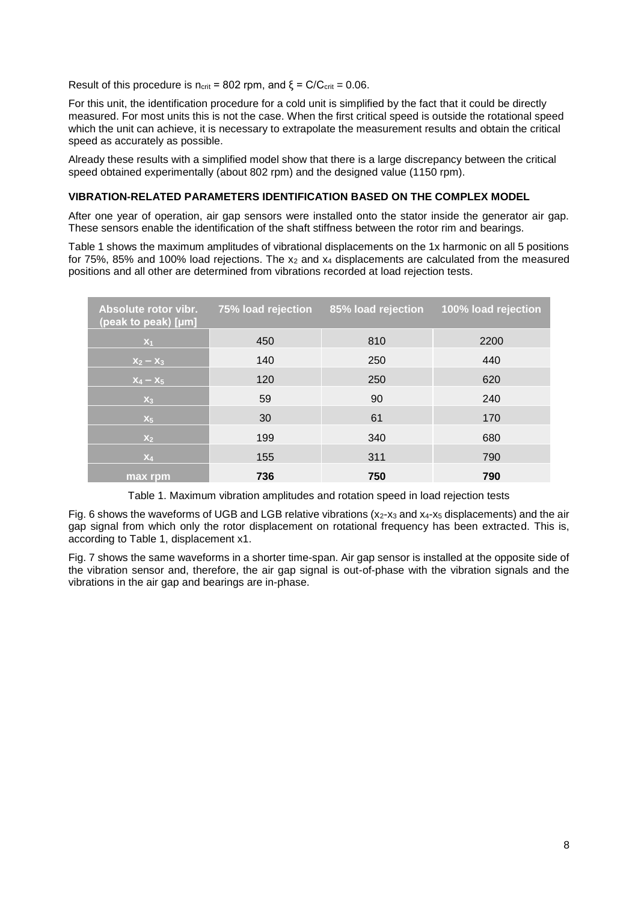Result of this procedure is $n_{crit}$ = 802 rpm, and $\xi = C/C_{crit} = 0.06$.

For this unit, the identification procedure for a cold unit is simplified by the fact that it could be directly measured. For most units this is not the case. When the first critical speed is outside the rotational speed which the unit can achieve, it is necessary to extrapolate the measurement results and obtain the critical speed as accurately as possible.

Already these results with a simplified model show that there is a large discrepancy between the critical speed obtained experimentally (about 802 rpm) and the designed value (1150 rpm).

### VIBRATION-RELATED PARAMETERS IDENTIFICATION BASED ON THE COMPLEX MODEL

After one year of operation, air gap sensors were installed onto the stator inside the generator air gap. These sensors enable the identification of the shaft stiffness between the rotor rim and bearings.

Table 1 shows the maximum amplitudes of vibrational displacements on the 1x harmonic on all 5 positions for 75%, 85% and 100% load rejections. The $x_2$ and $x_4$ displacements are calculated from the measured positions and all other are determined from vibrations recorded at load rejection tests.

| Absolute rotor vibr. (peak to peak) [μm] | 75% load rejection | 85% load rejection | 100% load rejection |
|---|---|---|---|
| $x_1$ | 450 | 810 | 2200 |
| $x_2 - x_3$ | 140 | 250 | 440 |
| $x_4 - x_5$ | 120 | 250 | 620 |
| $x_3$ | 59 | 90 | 240 |
| $x_5$ | 30 | 61 | 170 |
| $x_2$ | 199 | 340 | 680 |
| $x_4$ | 155 | 311 | 790 |
| **max rpm** | **736** | **750** | **790** |

Table 1. Maximum vibration amplitudes and rotation speed in load rejection tests

Fig. 6 shows the waveforms of UGB and LGB relative vibrations ($x_2$-$x_3$ and $x_4$-$x_5$ displacements) and the air gap signal from which only the rotor displacement on rotational frequency has been extracted. This is, according to Table 1, displacement x1.

Fig. 7 shows the same waveforms in a shorter time-span. Air gap sensor is installed at the opposite side of the vibration sensor and, therefore, the air gap signal is out-of-phase with the vibration signals and the vibrations in the air gap and bearings are in-phase.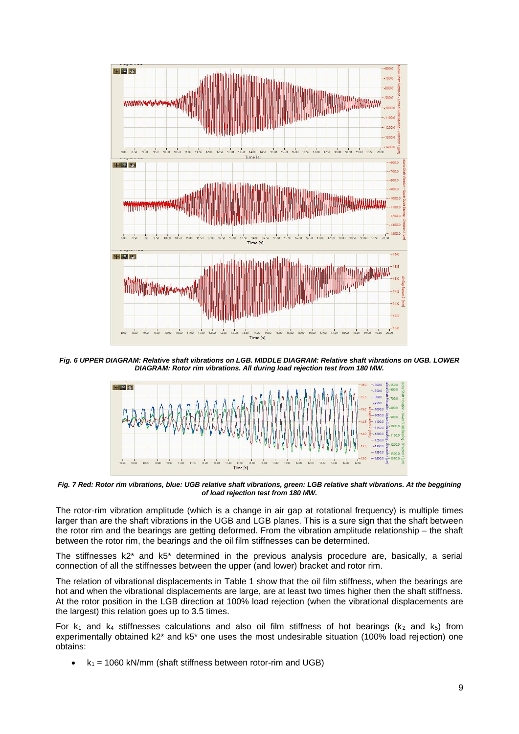*Fig. 6 UPPER DIAGRAM: Relative shaft vibrations on LGB. MIDDLE DIAGRAM: Relative shaft vibrations on UGB. LOWER DIAGRAM: Rotor rim vibrations. All during load rejection test from 180 MW.*

*Fig. 7 Red: Rotor rim vibrations, blue: UGB relative shaft vibrations, green: LGB relative shaft vibrations. At the beggining of load rejection test from 180 MW.*

The rotor-rim vibration amplitude (which is a change in air gap at rotational frequency) is multiple times larger than are the shaft vibrations in the UGB and LGB planes. This is a sure sign that the shaft between the rotor rim and the bearings are getting deformed. From the vibration amplitude relationship – the shaft between the rotor rim, the bearings and the oil film stiffnesses can be determined.

The stiffnesses k2* and k5* determined in the previous analysis procedure are, basically, a serial connection of all the stiffnesses between the upper (and lower) bracket and rotor rim.

The relation of vibrational displacements in Table 1 show that the oil film stiffness, when the bearings are hot and when the vibrational displacements are large, are at least two times higher then the shaft stiffness. At the rotor position in the LGB direction at 100% load rejection (when the vibrational displacements are the largest) this relation goes up to 3.5 times.

For $k_1$ and $k_4$ stiffnesses calculations and also oil film stiffness of hot bearings ($k_2$ and $k_5$) from experimentally obtained k2* and k5* one uses the most undesirable situation (100% load rejection) one obtains:

- $k_1$ = 1060 kN/mm (shaft stiffness between rotor-rim and UGB)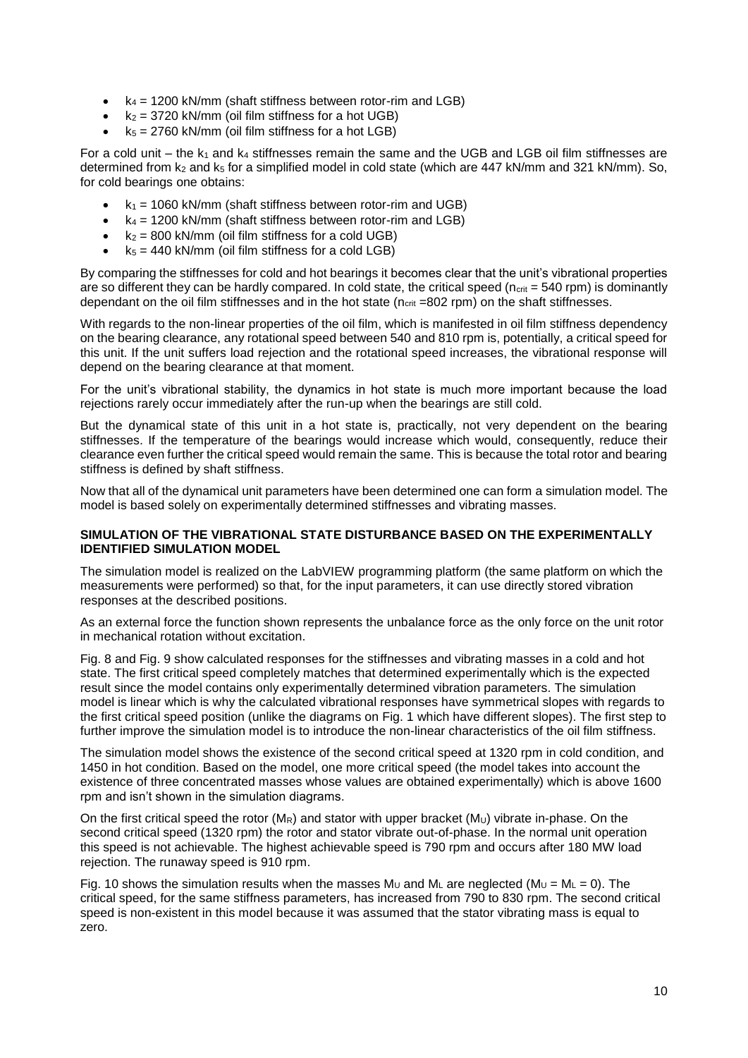- $k_4$ = 1200 kN/mm (shaft stiffness between rotor-rim and LGB)
- $k_2$ = 3720 kN/mm (oil film stiffness for a hot UGB)
- $k_5$ = 2760 kN/mm (oil film stiffness for a hot LGB)

For a cold unit – the $k_1$ and $k_4$ stiffnesses remain the same and the UGB and LGB oil film stiffnesses are determined from $k_2$ and $k_5$ for a simplified model in cold state (which are 447 kN/mm and 321 kN/mm). So, for cold bearings one obtains:

- $k_1$ = 1060 kN/mm (shaft stiffness between rotor-rim and UGB)
- $k_4$ = 1200 kN/mm (shaft stiffness between rotor-rim and LGB)
- $k_2$ = 800 kN/mm (oil film stiffness for a cold UGB)
- $k_5$ = 440 kN/mm (oil film stiffness for a cold LGB)

By comparing the stiffnesses for cold and hot bearings it becomes clear that the unit's vibrational properties are so different they can be hardly compared. In cold state, the critical speed ($n_{crit}$ = 540 rpm) is dominantly dependant on the oil film stiffnesses and in the hot state ($n_{crit}$ =802 rpm) on the shaft stiffnesses.

With regards to the non-linear properties of the oil film, which is manifested in oil film stiffness dependency on the bearing clearance, any rotational speed between 540 and 810 rpm is, potentially, a critical speed for this unit. If the unit suffers load rejection and the rotational speed increases, the vibrational response will depend on the bearing clearance at that moment.

For the unit's vibrational stability, the dynamics in hot state is much more important because the load rejections rarely occur immediately after the run-up when the bearings are still cold.

But the dynamical state of this unit in a hot state is, practically, not very dependent on the bearing stiffnesses. If the temperature of the bearings would increase which would, consequently, reduce their clearance even further the critical speed would remain the same. This is because the total rotor and bearing stiffness is defined by shaft stiffness.

Now that all of the dynamical unit parameters have been determined one can form a simulation model. The model is based solely on experimentally determined stiffnesses and vibrating masses.

## SIMULATION OF THE VIBRATIONAL STATE DISTURBANCE BASED ON THE EXPERIMENTALLY IDENTIFIED SIMULATION MODEL

The simulation model is realized on the LabVIEW programming platform (the same platform on which the measurements were performed) so that, for the input parameters, it can use directly stored vibration responses at the described positions.

As an external force the function shown represents the unbalance force as the only force on the unit rotor in mechanical rotation without excitation.

Fig. 8 and Fig. 9 show calculated responses for the stiffnesses and vibrating masses in a cold and hot state. The first critical speed completely matches that determined experimentally which is the expected result since the model contains only experimentally determined vibration parameters. The simulation model is linear which is why the calculated vibrational responses have symmetrical slopes with regards to the first critical speed position (unlike the diagrams on Fig. 1 which have different slopes). The first step to further improve the simulation model is to introduce the non-linear characteristics of the oil film stiffness.

The simulation model shows the existence of the second critical speed at 1320 rpm in cold condition, and 1450 in hot condition. Based on the model, one more critical speed (the model takes into account the existence of three concentrated masses whose values are obtained experimentally) which is above 1600 rpm and isn't shown in the simulation diagrams.

On the first critical speed the rotor ($M_R$) and stator with upper bracket ($M_U$) vibrate in-phase. On the second critical speed (1320 rpm) the rotor and stator vibrate out-of-phase. In the normal unit operation this speed is not achievable. The highest achievable speed is 790 rpm and occurs after 180 MW load rejection. The runaway speed is 910 rpm.

Fig. 10 shows the simulation results when the masses $M_U$ and $M_L$ are neglected ($M_U = M_L = 0$). The critical speed, for the same stiffness parameters, has increased from 790 to 830 rpm. The second critical speed is non-existent in this model because it was assumed that the stator vibrating mass is equal to zero.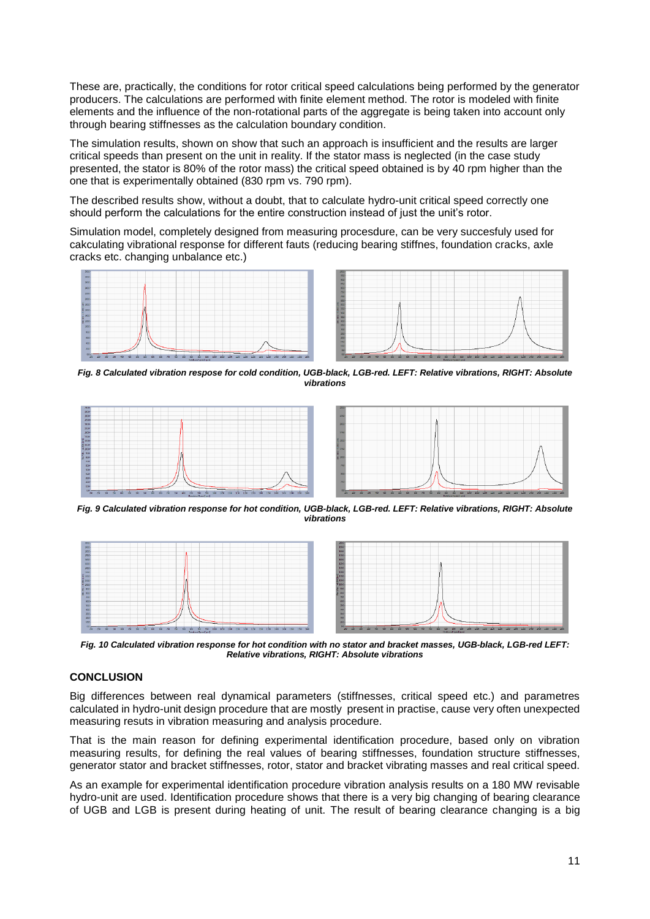These are, practically, the conditions for rotor critical speed calculations being performed by the generator producers. The calculations are performed with finite element method. The rotor is modeled with finite elements and the influence of the non-rotational parts of the aggregate is being taken into account only through bearing stiffnesses as the calculation boundary condition.

The simulation results, shown on show that such an approach is insufficient and the results are larger critical speeds than present on the unit in reality. If the stator mass is neglected (in the case study presented, the stator is 80% of the rotor mass) the critical speed obtained is by 40 rpm higher than the one that is experimentally obtained (830 rpm vs. 790 rpm).

The described results show, without a doubt, that to calculate hydro-unit critical speed correctly one should perform the calculations for the entire construction instead of just the unit's rotor.

Simulation model, completely designed from measuring procesdure, can be very succesfuly used for cakculating vibrational response for different fauts (reducing bearing stiffnes, foundation cracks, axle cracks etc. changing unbalance etc.)

***Fig. 8 Calculated vibration respose for cold condition, UGB-black, LGB-red. LEFT: Relative vibrations, RIGHT: Absolute vibrations***

***Fig. 9 Calculated vibration response for hot condition, UGB-black, LGB-red. LEFT: Relative vibrations, RIGHT: Absolute vibrations***

***Fig. 10 Calculated vibration response for hot condition with no stator and bracket masses, UGB-black, LGB-red LEFT: Relative vibrations, RIGHT: Absolute vibrations***

## CONCLUSION

Big differences between real dynamical parameters (stiffnesses, critical speed etc.) and parametres calculated in hydro-unit design procedure that are mostly present in practise, cause very often unexpected measuring resuts in vibration measuring and analysis procedure.

That is the main reason for defining experimental identification procedure, based only on vibration measuring results, for defining the real values of bearing stiffnesses, foundation structure stiffnesses, generator stator and bracket stiffnesses, rotor, stator and bracket vibrating masses and real critical speed.

As an example for experimental identification procedure vibration analysis results on a 180 MW revisable hydro-unit are used. Identification procedure shows that there is a very big changing of bearing clearance of UGB and LGB is present during heating of unit. The result of bearing clearance changing is a big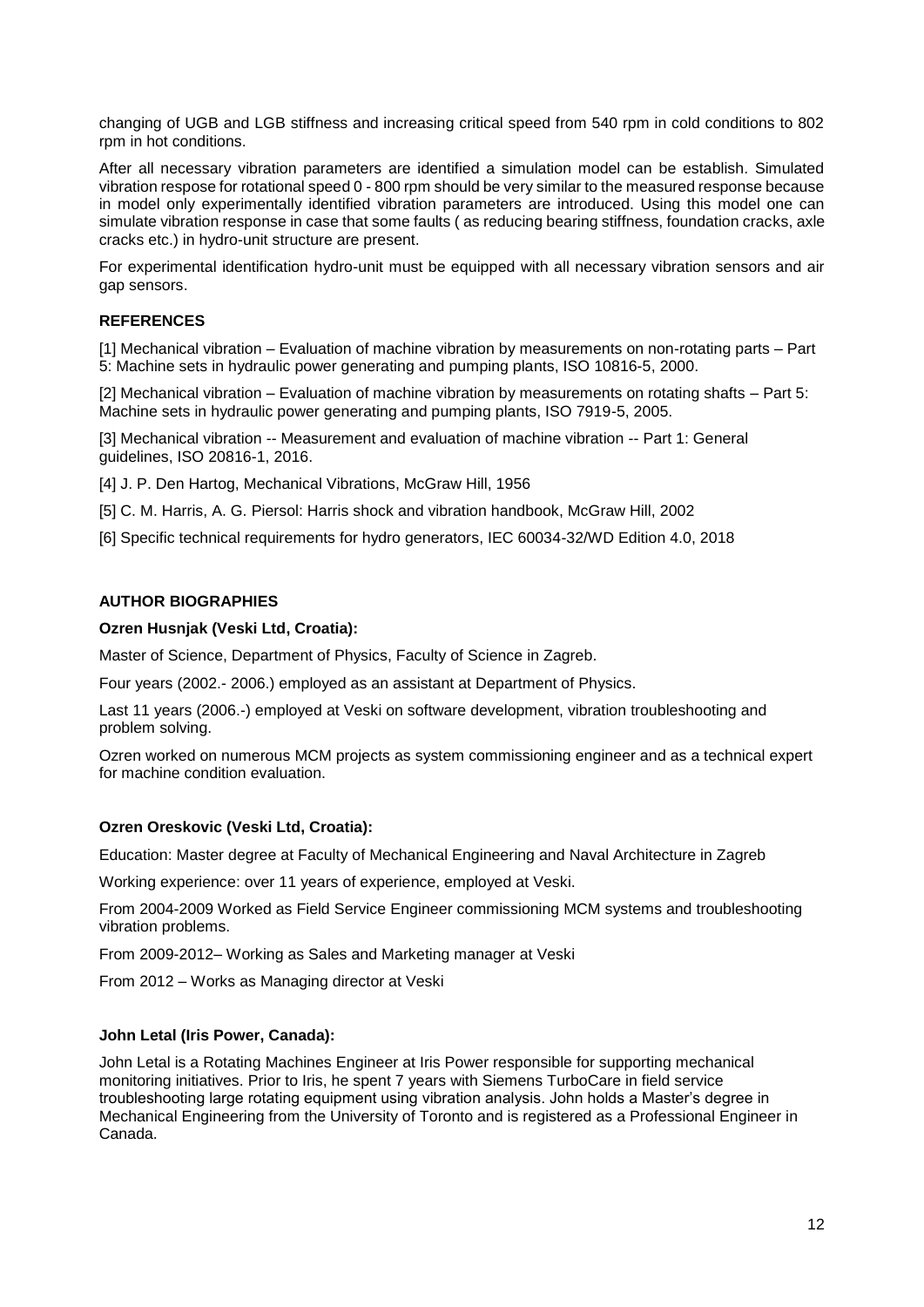changing of UGB and LGB stiffness and increasing critical speed from 540 rpm in cold conditions to 802 rpm in hot conditions.

After all necessary vibration parameters are identified a simulation model can be establish. Simulated vibration respose for rotational speed 0 - 800 rpm should be very similar to the measured response because in model only experimentally identified vibration parameters are introduced. Using this model one can simulate vibration response in case that some faults ( as reducing bearing stiffness, foundation cracks, axle cracks etc.) in hydro-unit structure are present.

For experimental identification hydro-unit must be equipped with all necessary vibration sensors and air gap sensors.

## REFERENCES

[1] Mechanical vibration – Evaluation of machine vibration by measurements on non-rotating parts – Part 5: Machine sets in hydraulic power generating and pumping plants, ISO 10816-5, 2000.

[2] Mechanical vibration – Evaluation of machine vibration by measurements on rotating shafts – Part 5: Machine sets in hydraulic power generating and pumping plants, ISO 7919-5, 2005.

[3] Mechanical vibration -- Measurement and evaluation of machine vibration -- Part 1: General guidelines, ISO 20816-1, 2016.

[4] J. P. Den Hartog, Mechanical Vibrations, McGraw Hill, 1956

[5] C. M. Harris, A. G. Piersol: Harris shock and vibration handbook, McGraw Hill, 2002

[6] Specific technical requirements for hydro generators, IEC 60034-32/WD Edition 4.0, 2018

## AUTHOR BIOGRAPHIES

### Ozren Husnjak (Veski Ltd, Croatia):

Master of Science, Department of Physics, Faculty of Science in Zagreb.

Four years (2002.- 2006.) employed as an assistant at Department of Physics.

Last 11 years (2006.-) employed at Veski on software development, vibration troubleshooting and problem solving.

Ozren worked on numerous MCM projects as system commissioning engineer and as a technical expert for machine condition evaluation.

### Ozren Oreskovic (Veski Ltd, Croatia):

Education: Master degree at Faculty of Mechanical Engineering and Naval Architecture in Zagreb

Working experience: over 11 years of experience, employed at Veski.

From 2004-2009 Worked as Field Service Engineer commissioning MCM systems and troubleshooting vibration problems.

From 2009-2012– Working as Sales and Marketing manager at Veski

From 2012 – Works as Managing director at Veski

### John Letal (Iris Power, Canada):

John Letal is a Rotating Machines Engineer at Iris Power responsible for supporting mechanical monitoring initiatives. Prior to Iris, he spent 7 years with Siemens TurboCare in field service troubleshooting large rotating equipment using vibration analysis. John holds a Master's degree in Mechanical Engineering from the University of Toronto and is registered as a Professional Engineer in Canada.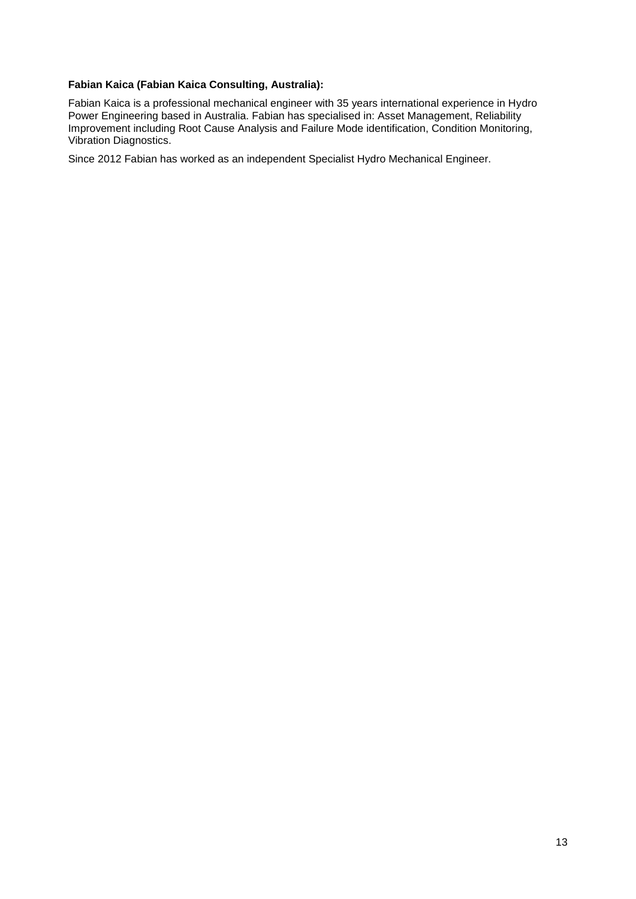**Fabian Kaica (Fabian Kaica Consulting, Australia):**

Fabian Kaica is a professional mechanical engineer with 35 years international experience in Hydro Power Engineering based in Australia. Fabian has specialised in: Asset Management, Reliability Improvement including Root Cause Analysis and Failure Mode identification, Condition Monitoring, Vibration Diagnostics.

Since 2012 Fabian has worked as an independent Specialist Hydro Mechanical Engineer.